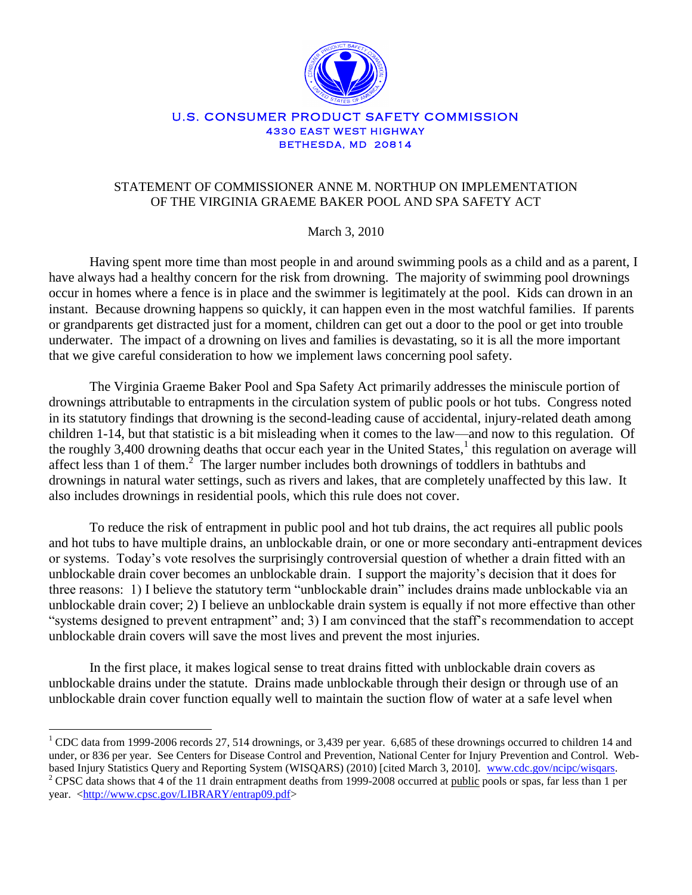U.S. CONSUMER PRODUCT SAFETY COMMISSION
4330 EAST WEST HIGHWAY
BETHESDA, MD 20814

# STATEMENT OF COMMISSIONER ANNE M. NORTHUP ON IMPLEMENTATION OF THE VIRGINIA GRAEME BAKER POOL AND SPA SAFETY ACT

March 3, 2010

Having spent more time than most people in and around swimming pools as a child and as a parent, I have always had a healthy concern for the risk from drowning. The majority of swimming pool drownings occur in homes where a fence is in place and the swimmer is legitimately at the pool. Kids can drown in an instant. Because drowning happens so quickly, it can happen even in the most watchful families. If parents or grandparents get distracted just for a moment, children can get out a door to the pool or get into trouble underwater. The impact of a drowning on lives and families is devastating, so it is all the more important that we give careful consideration to how we implement laws concerning pool safety.

The Virginia Graeme Baker Pool and Spa Safety Act primarily addresses the miniscule portion of drownings attributable to entrapments in the circulation system of public pools or hot tubs. Congress noted in its statutory findings that drowning is the second-leading cause of accidental, injury-related death among children 1-14, but that statistic is a bit misleading when it comes to the law—and now to this regulation. Of the roughly 3,400 drowning deaths that occur each year in the United States,[1] this regulation on average will affect less than 1 of them.[2] The larger number includes both drownings of toddlers in bathtubs and drownings in natural water settings, such as rivers and lakes, that are completely unaffected by this law. It also includes drownings in residential pools, which this rule does not cover.

To reduce the risk of entrapment in public pool and hot tub drains, the act requires all public pools and hot tubs to have multiple drains, an unblockable drain, or one or more secondary anti-entrapment devices or systems. Today's vote resolves the surprisingly controversial question of whether a drain fitted with an unblockable drain cover becomes an unblockable drain. I support the majority's decision that it does for three reasons: 1) I believe the statutory term "unblockable drain" includes drains made unblockable via an unblockable drain cover; 2) I believe an unblockable drain system is equally if not more effective than other "systems designed to prevent entrapment" and; 3) I am convinced that the staff's recommendation to accept unblockable drain covers will save the most lives and prevent the most injuries.

In the first place, it makes logical sense to treat drains fitted with unblockable drain covers as unblockable drains under the statute. Drains made unblockable through their design or through use of an unblockable drain cover function equally well to maintain the suction flow of water at a safe level when

---

[1] CDC data from 1999-2006 records 27, 514 drownings, or 3,439 per year. 6,685 of these drownings occurred to children 14 and under, or 836 per year. See Centers for Disease Control and Prevention, National Center for Injury Prevention and Control. Web-based Injury Statistics Query and Reporting System (WISQARS) (2010) [cited March 3, 2010]. www.cdc.gov/ncipc/wisqars.

[2] CPSC data shows that 4 of the 11 drain entrapment deaths from 1999-2008 occurred at public pools or spas, far less than 1 per year. <http://www.cpsc.gov/LIBRARY/entrap09.pdf>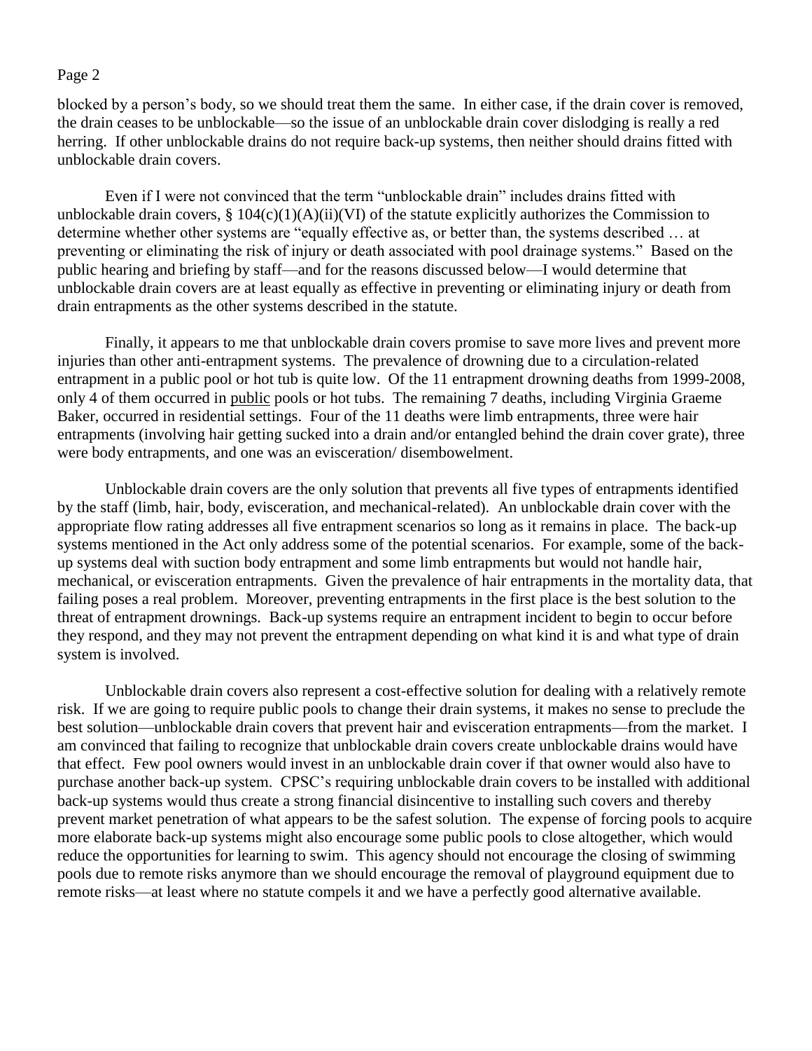blocked by a person's body, so we should treat them the same. In either case, if the drain cover is removed, the drain ceases to be unblockable—so the issue of an unblockable drain cover dislodging is really a red herring. If other unblockable drains do not require back-up systems, then neither should drains fitted with unblockable drain covers.

Even if I were not convinced that the term "unblockable drain" includes drains fitted with unblockable drain covers, § 104(c)(1)(A)(ii)(VI) of the statute explicitly authorizes the Commission to determine whether other systems are "equally effective as, or better than, the systems described … at preventing or eliminating the risk of injury or death associated with pool drainage systems." Based on the public hearing and briefing by staff—and for the reasons discussed below—I would determine that unblockable drain covers are at least equally as effective in preventing or eliminating injury or death from drain entrapments as the other systems described in the statute.

Finally, it appears to me that unblockable drain covers promise to save more lives and prevent more injuries than other anti-entrapment systems. The prevalence of drowning due to a circulation-related entrapment in a public pool or hot tub is quite low. Of the 11 entrapment drowning deaths from 1999-2008, only 4 of them occurred in public pools or hot tubs. The remaining 7 deaths, including Virginia Graeme Baker, occurred in residential settings. Four of the 11 deaths were limb entrapments, three were hair entrapments (involving hair getting sucked into a drain and/or entangled behind the drain cover grate), three were body entrapments, and one was an evisceration/ disembowelment.

Unblockable drain covers are the only solution that prevents all five types of entrapments identified by the staff (limb, hair, body, evisceration, and mechanical-related). An unblockable drain cover with the appropriate flow rating addresses all five entrapment scenarios so long as it remains in place. The back-up systems mentioned in the Act only address some of the potential scenarios. For example, some of the back-up systems deal with suction body entrapment and some limb entrapments but would not handle hair, mechanical, or evisceration entrapments. Given the prevalence of hair entrapments in the mortality data, that failing poses a real problem. Moreover, preventing entrapments in the first place is the best solution to the threat of entrapment drownings. Back-up systems require an entrapment incident to begin to occur before they respond, and they may not prevent the entrapment depending on what kind it is and what type of drain system is involved.

Unblockable drain covers also represent a cost-effective solution for dealing with a relatively remote risk. If we are going to require public pools to change their drain systems, it makes no sense to preclude the best solution—unblockable drain covers that prevent hair and evisceration entrapments—from the market. I am convinced that failing to recognize that unblockable drain covers create unblockable drains would have that effect. Few pool owners would invest in an unblockable drain cover if that owner would also have to purchase another back-up system. CPSC's requiring unblockable drain covers to be installed with additional back-up systems would thus create a strong financial disincentive to installing such covers and thereby prevent market penetration of what appears to be the safest solution. The expense of forcing pools to acquire more elaborate back-up systems might also encourage some public pools to close altogether, which would reduce the opportunities for learning to swim. This agency should not encourage the closing of swimming pools due to remote risks anymore than we should encourage the removal of playground equipment due to remote risks—at least where no statute compels it and we have a perfectly good alternative available.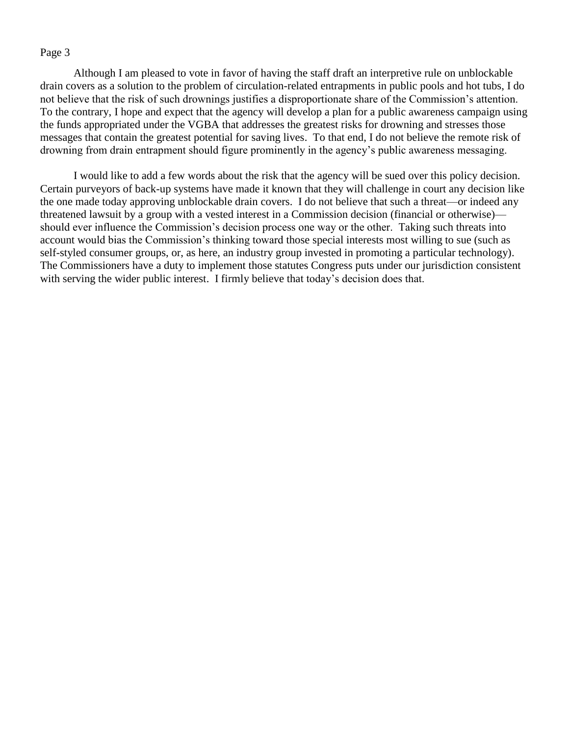Although I am pleased to vote in favor of having the staff draft an interpretive rule on unblockable drain covers as a solution to the problem of circulation-related entrapments in public pools and hot tubs, I do not believe that the risk of such drownings justifies a disproportionate share of the Commission's attention. To the contrary, I hope and expect that the agency will develop a plan for a public awareness campaign using the funds appropriated under the VGBA that addresses the greatest risks for drowning and stresses those messages that contain the greatest potential for saving lives. To that end, I do not believe the remote risk of drowning from drain entrapment should figure prominently in the agency's public awareness messaging.

I would like to add a few words about the risk that the agency will be sued over this policy decision. Certain purveyors of back-up systems have made it known that they will challenge in court any decision like the one made today approving unblockable drain covers. I do not believe that such a threat—or indeed any threatened lawsuit by a group with a vested interest in a Commission decision (financial or otherwise)—should ever influence the Commission's decision process one way or the other. Taking such threats into account would bias the Commission's thinking toward those special interests most willing to sue (such as self-styled consumer groups, or, as here, an industry group invested in promoting a particular technology). The Commissioners have a duty to implement those statutes Congress puts under our jurisdiction consistent with serving the wider public interest. I firmly believe that today's decision does that.